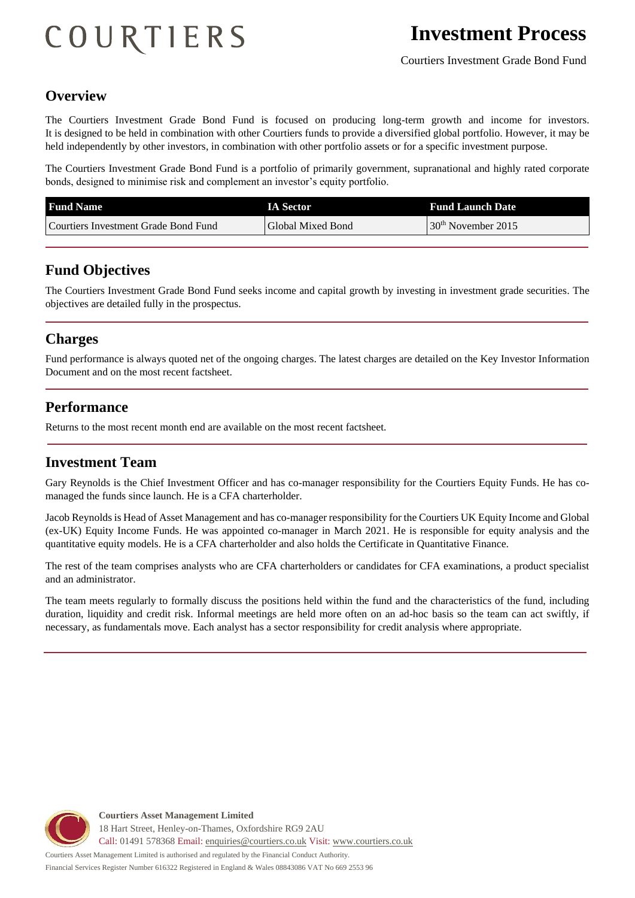# COURTIERS

# Investment Process

Courtiers Investment Grade Bond Fund

## Overview

The Courtiers Investment Grade Bond Fund is focused on producing long-term growth and income for investors. It is designed to be held in combination with other Courtiers funds to provide a diversified global portfolio. However, it may be held independently by other investors, in combination with other portfolio assets or for a specific investment purpose.

The Courtiers Investment Grade Bond Fund is a portfolio of primarily government, supranational and highly rated corporate bonds, designed to minimise risk and complement an investor's equity portfolio.

| Fund Name | IA Sector | Fund Launch Date |
| --- | --- | --- |
| Courtiers Investment Grade Bond Fund | Global Mixed Bond | 30th November 2015 |

## Fund Objectives

The Courtiers Investment Grade Bond Fund seeks income and capital growth by investing in investment grade securities. The objectives are detailed fully in the prospectus.

## Charges

Fund performance is always quoted net of the ongoing charges. The latest charges are detailed on the Key Investor Information Document and on the most recent factsheet.

## Performance

Returns to the most recent month end are available on the most recent factsheet.

## Investment Team

Gary Reynolds is the Chief Investment Officer and has co-manager responsibility for the Courtiers Equity Funds. He has co-managed the funds since launch. He is a CFA charterholder.

Jacob Reynolds is Head of Asset Management and has co-manager responsibility for the Courtiers UK Equity Income and Global (ex-UK) Equity Income Funds. He was appointed co-manager in March 2021. He is responsible for equity analysis and the quantitative equity models. He is a CFA charterholder and also holds the Certificate in Quantitative Finance.

The rest of the team comprises analysts who are CFA charterholders or candidates for CFA examinations, a product specialist and an administrator.

The team meets regularly to formally discuss the positions held within the fund and the characteristics of the fund, including duration, liquidity and credit risk. Informal meetings are held more often on an ad-hoc basis so the team can act swiftly, if necessary, as fundamentals move. Each analyst has a sector responsibility for credit analysis where appropriate.

**Courtiers Asset Management Limited**
18 Hart Street, Henley-on-Thames, Oxfordshire RG9 2AU
Call: 01491 578368 Email: enquiries@courtiers.co.uk Visit: www.courtiers.co.uk

Courtiers Asset Management Limited is authorised and regulated by the Financial Conduct Authority.
Financial Services Register Number 616322 Registered in England & Wales 08843086 VAT No 669 2553 96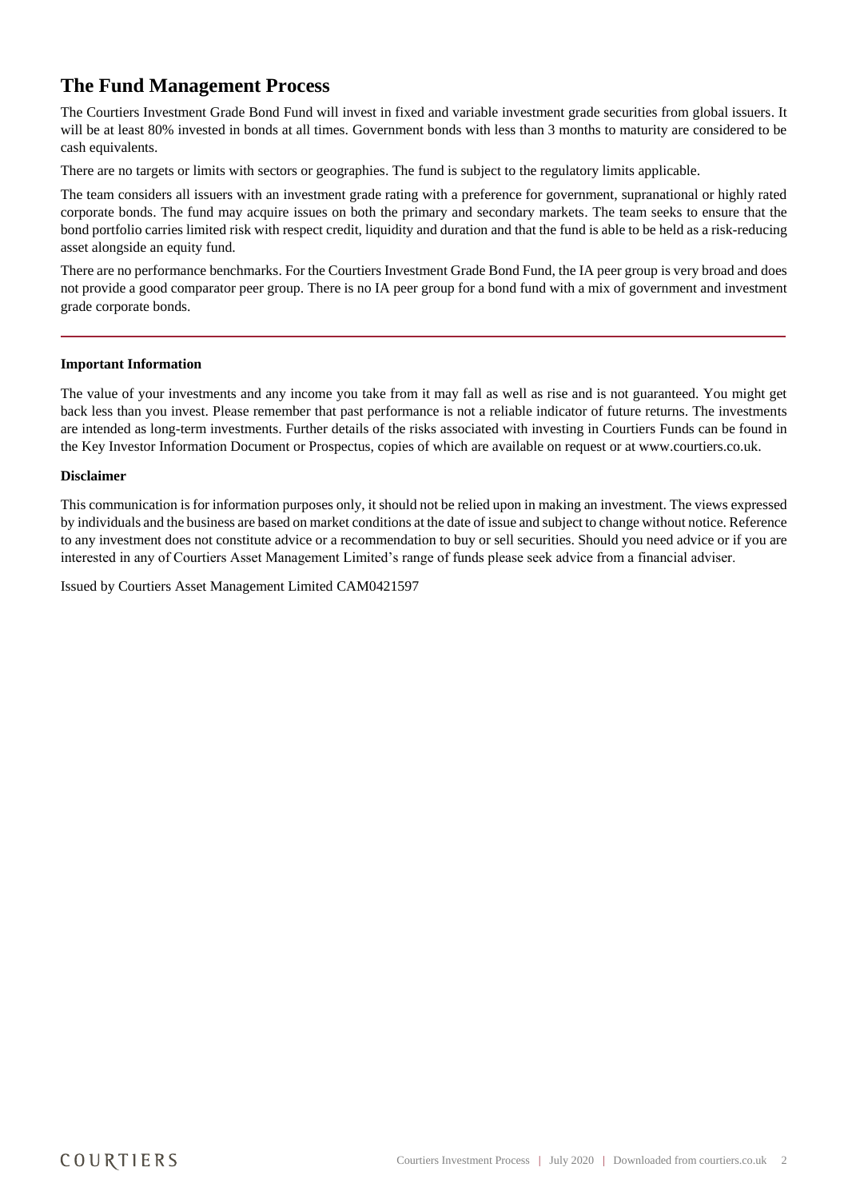# The Fund Management Process

The Courtiers Investment Grade Bond Fund will invest in fixed and variable investment grade securities from global issuers. It will be at least 80% invested in bonds at all times. Government bonds with less than 3 months to maturity are considered to be cash equivalents.

There are no targets or limits with sectors or geographies. The fund is subject to the regulatory limits applicable.

The team considers all issuers with an investment grade rating with a preference for government, supranational or highly rated corporate bonds. The fund may acquire issues on both the primary and secondary markets. The team seeks to ensure that the bond portfolio carries limited risk with respect credit, liquidity and duration and that the fund is able to be held as a risk-reducing asset alongside an equity fund.

There are no performance benchmarks. For the Courtiers Investment Grade Bond Fund, the IA peer group is very broad and does not provide a good comparator peer group. There is no IA peer group for a bond fund with a mix of government and investment grade corporate bonds.

---

**Important Information**

The value of your investments and any income you take from it may fall as well as rise and is not guaranteed. You might get back less than you invest. Please remember that past performance is not a reliable indicator of future returns. The investments are intended as long-term investments. Further details of the risks associated with investing in Courtiers Funds can be found in the Key Investor Information Document or Prospectus, copies of which are available on request or at www.courtiers.co.uk.

**Disclaimer**

This communication is for information purposes only, it should not be relied upon in making an investment. The views expressed by individuals and the business are based on market conditions at the date of issue and subject to change without notice. Reference to any investment does not constitute advice or a recommendation to buy or sell securities. Should you need advice or if you are interested in any of Courtiers Asset Management Limited's range of funds please seek advice from a financial adviser.

Issued by Courtiers Asset Management Limited CAM0421597